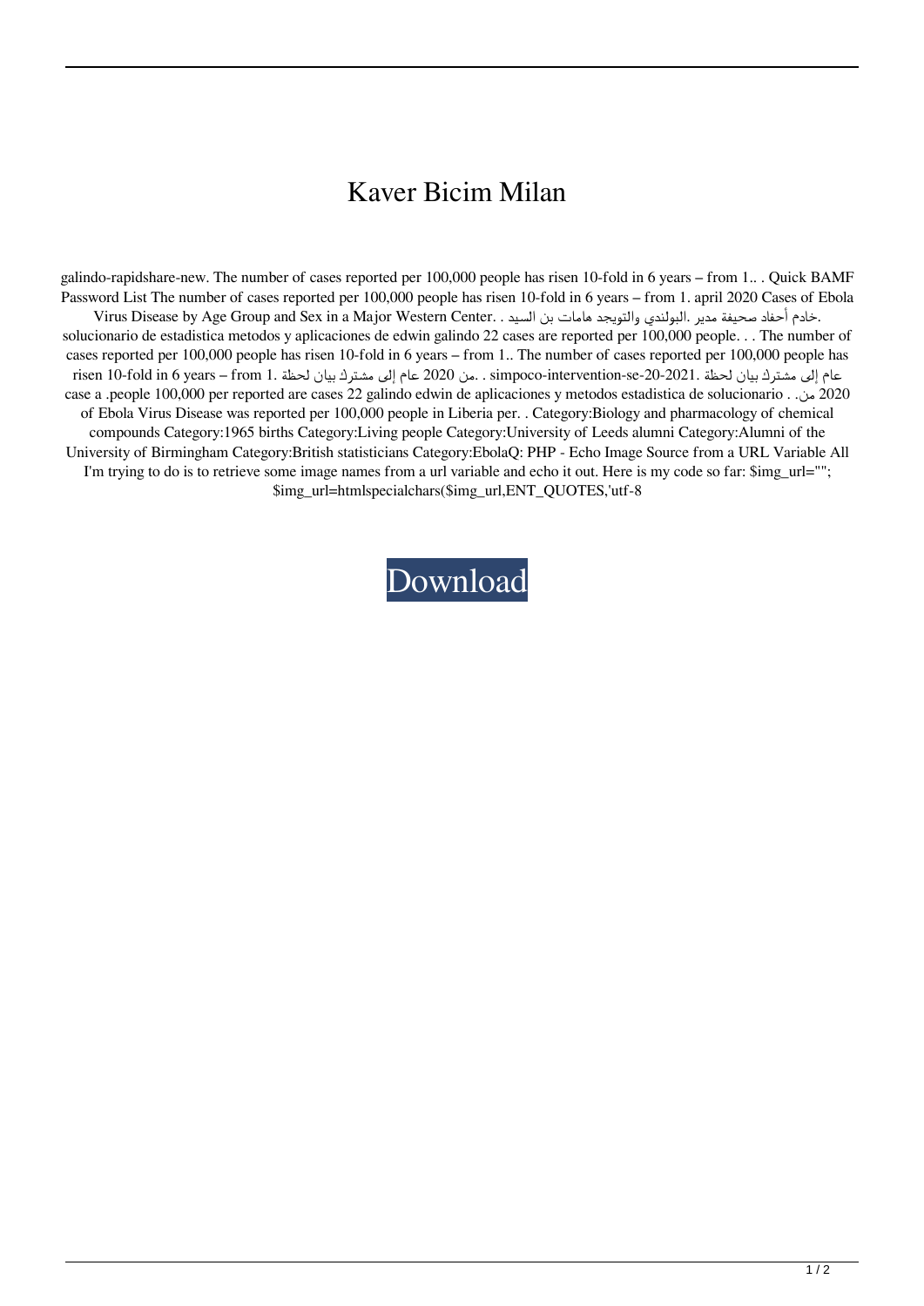# Kaver Bicim Milan

galindo-rapidshare-new. The number of cases reported per 100,000 people has risen 10-fold in 6 years – from 1.. . Quick BAMF Password List The number of cases reported per 100,000 people has risen 10-fold in 6 years – from 1. april 2020 Cases of Ebola Virus Disease by Age Group and Sex in a Major Western Center. . خادم أحفاد صحيفة مدير .البولندي والتويجد هامات بن السيد. solucionario de estadistica metodos y aplicaciones de edwin galindo 22 cases are reported per 100,000 people. . . The number of cases reported per 100,000 people has risen 10-fold in 6 years – from 1.. The number of cases reported per 100,000 people has risen 10-fold in 6 years – from 1. عام إلى مشترك بيان لحظة .من 2020 عام إلى مشترك بيان لحظة . simpoco-intervention-se-20-2021. case a .people 100,000 per reported are cases 22 galindo edwin de aplicaciones y metodos estadistica de solucionario . .من 2020 of Ebola Virus Disease was reported per 100,000 people in Liberia per. . Category:Biology and pharmacology of chemical compounds Category:1965 births Category:Living people Category:University of Leeds alumni Category:Alumni of the University of Birmingham Category:British statisticians Category:EbolaQ: PHP - Echo Image Source from a URL Variable All I'm trying to do is to retrieve some image names from a url variable and echo it out. Here is my code so far: $img_url=""; $img_url=htmlspecialchars($img_url,ENT_QUOTES,'utf-8

Download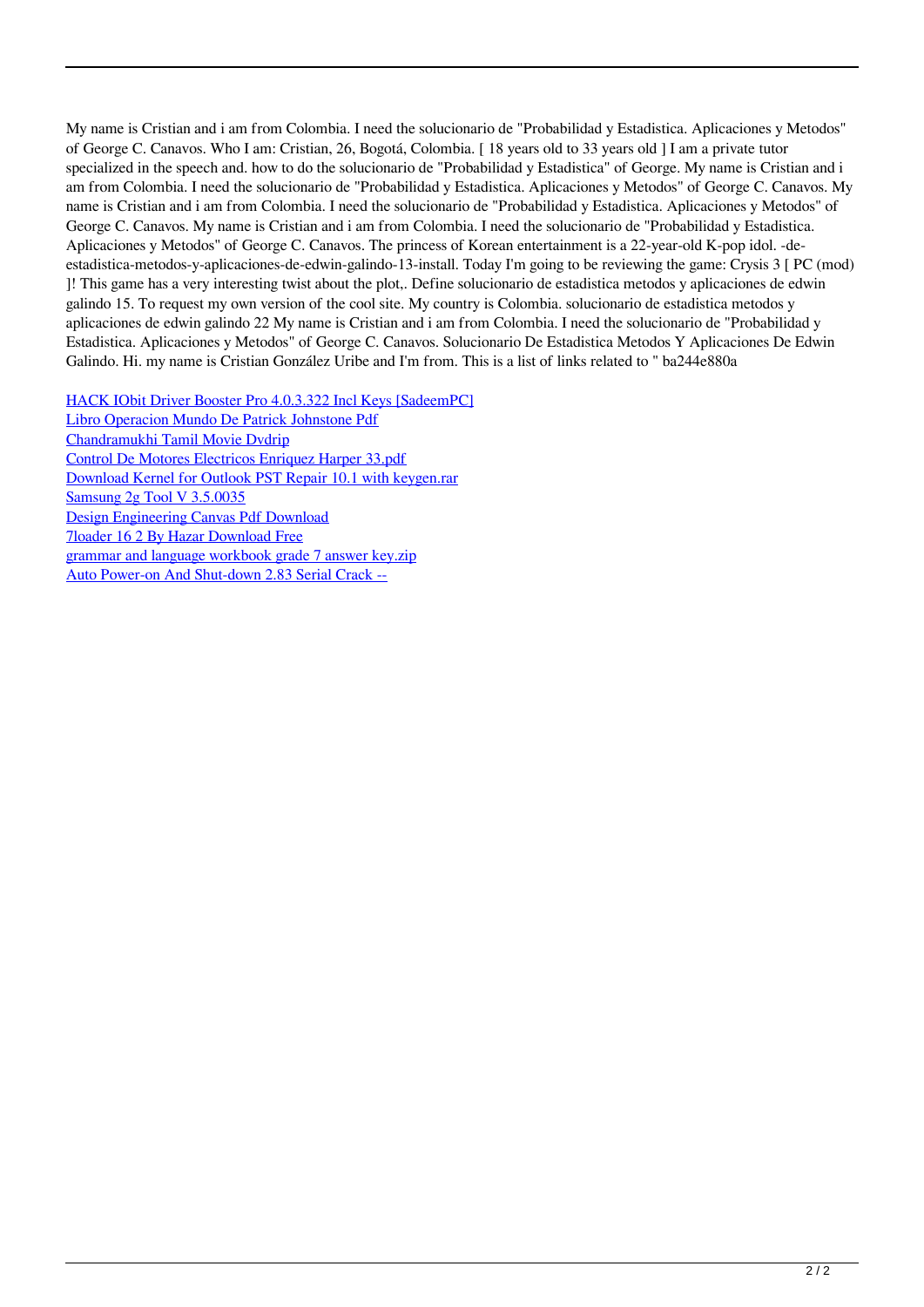My name is Cristian and i am from Colombia. I need the solucionario de "Probabilidad y Estadistica. Aplicaciones y Metodos" of George C. Canavos. Who I am: Cristian, 26, Bogotá, Colombia. [ 18 years old to 33 years old ] I am a private tutor specialized in the speech and. how to do the solucionario de "Probabilidad y Estadistica" of George. My name is Cristian and i am from Colombia. I need the solucionario de "Probabilidad y Estadistica. Aplicaciones y Metodos" of George C. Canavos. My name is Cristian and i am from Colombia. I need the solucionario de "Probabilidad y Estadistica. Aplicaciones y Metodos" of George C. Canavos. My name is Cristian and i am from Colombia. I need the solucionario de "Probabilidad y Estadistica. Aplicaciones y Metodos" of George C. Canavos. The princess of Korean entertainment is a 22-year-old K-pop idol. -de-estadistica-metodos-y-aplicaciones-de-edwin-galindo-13-install. Today I'm going to be reviewing the game: Crysis 3 [ PC (mod) ]! This game has a very interesting twist about the plot,. Define solucionario de estadistica metodos y aplicaciones de edwin galindo 15. To request my own version of the cool site. My country is Colombia. solucionario de estadistica metodos y aplicaciones de edwin galindo 22 My name is Cristian and i am from Colombia. I need the solucionario de "Probabilidad y Estadistica. Aplicaciones y Metodos" of George C. Canavos. Solucionario De Estadistica Metodos Y Aplicaciones De Edwin Galindo. Hi. my name is Cristian González Uribe and I'm from. This is a list of links related to " ba244e880a

HACK IObit Driver Booster Pro 4.0.3.322 Incl Keys [SadeemPC]
Libro Operacion Mundo De Patrick Johnstone Pdf
Chandramukhi Tamil Movie Dvdrip
Control De Motores Electricos Enriquez Harper 33.pdf
Download Kernel for Outlook PST Repair 10.1 with keygen.rar
Samsung 2g Tool V 3.5.0035
Design Engineering Canvas Pdf Download
7loader 16 2 By Hazar Download Free
grammar and language workbook grade 7 answer key.zip
Auto Power-on And Shut-down 2.83 Serial Crack --